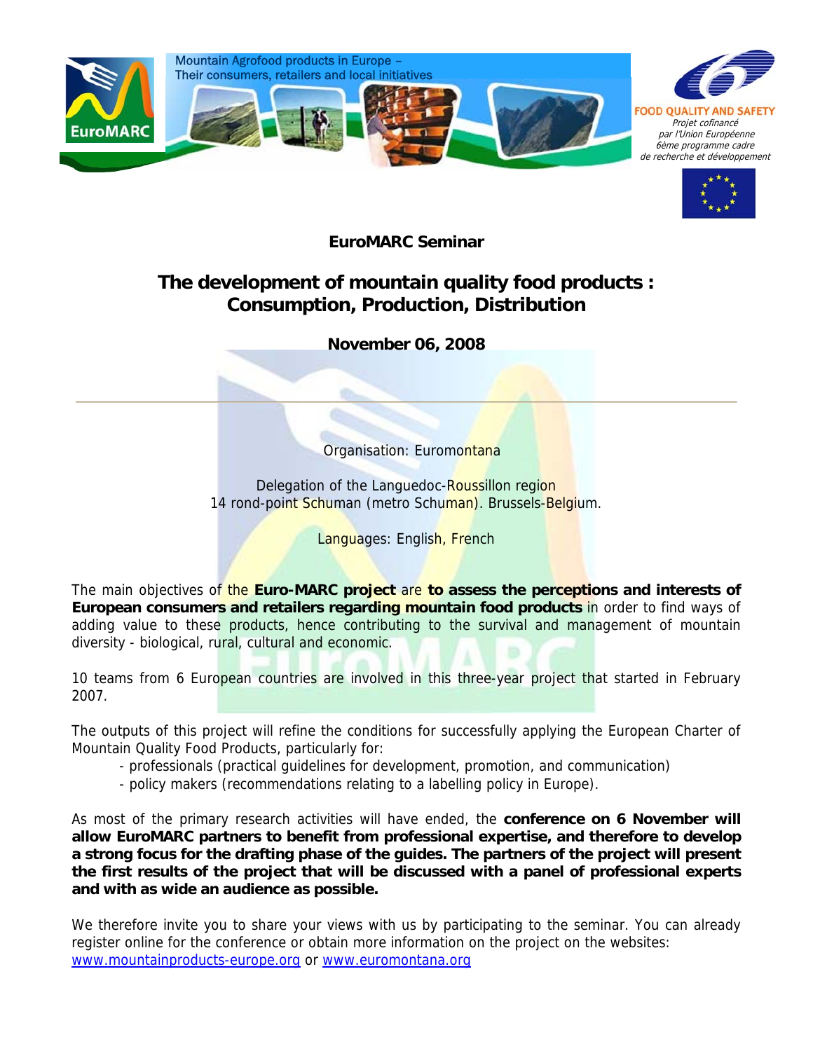Mountain Agrofood products in Europe – Their consumers, retailers and local initiatives

FOOD QUALITY AND SAFETY
*Projet cofinancé par l'Union Européenne 6ème programme cadre de recherche et développement*

**EuroMARC Seminar**

# The development of mountain quality food products : Consumption, Production, Distribution

**November 06, 2008**

---

Organisation: Euromontana

Delegation of the Languedoc-Roussillon region
14 rond-point Schuman (metro Schuman). Brussels-Belgium.

Languages: English, French

The main objectives of the **Euro-MARC project** are **to assess the perceptions and interests of European consumers and retailers regarding mountain food products** in order to find ways of adding value to these products, hence contributing to the survival and management of mountain diversity - biological, rural, cultural and economic.

10 teams from 6 European countries are involved in this three-year project that started in February 2007.

The outputs of this project will refine the conditions for successfully applying the European Charter of Mountain Quality Food Products, particularly for:

- professionals (practical guidelines for development, promotion, and communication)
- policy makers (recommendations relating to a labelling policy in Europe).

As most of the primary research activities will have ended, the **conference on 6 November will allow EuroMARC partners to benefit from professional expertise, and therefore to develop a strong focus for the drafting phase of the guides. The partners of the project will present the first results of the project that will be discussed with a panel of professional experts and with as wide an audience as possible.**

We therefore invite you to share your views with us by participating to the seminar. You can already register online for the conference or obtain more information on the project on the websites: www.mountainproducts-europe.org or www.euromontana.org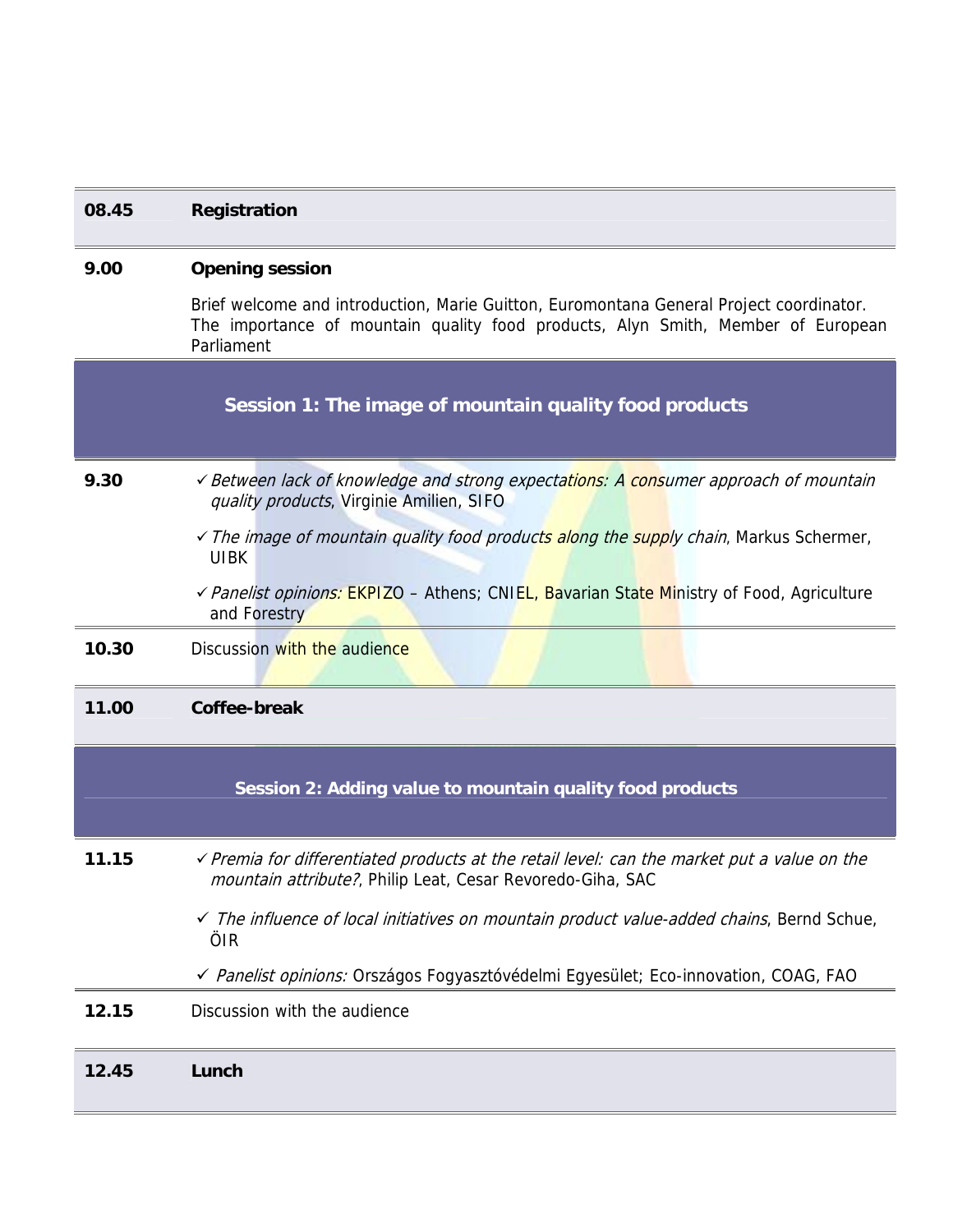| | |
|---|---|
| **08.45** | **Registration** |
| **9.00** | **Opening session**<br><br>Brief welcome and introduction, Marie Guitton, Euromontana General Project coordinator. The importance of mountain quality food products, Alyn Smith, Member of European Parliament |

## Session 1: The image of mountain quality food products

| | |
|---|---|
| **9.30** | ✓ *Between lack of knowledge and strong expectations: A consumer approach of mountain quality products*, Virginie Amilien, SIFO<br><br>✓ *The image of mountain quality food products along the supply chain*, Markus Schermer, UIBK<br><br>✓ *Panelist opinions:* EKPIZO – Athens; CNIEL, Bavarian State Ministry of Food, Agriculture and Forestry |
| **10.30** | Discussion with the audience |
| **11.00** | **Coffee-break** |

## Session 2: Adding value to mountain quality food products

| | |
|---|---|
| **11.15** | ✓ *Premia for differentiated products at the retail level: can the market put a value on the mountain attribute?*, Philip Leat, Cesar Revoredo-Giha, SAC<br><br>✓ *The influence of local initiatives on mountain product value-added chains*, Bernd Schue, ÖIR<br><br>✓ *Panelist opinions:* Országos Fogyasztóvédelmi Egyesület; Eco-innovation, COAG, FAO |
| **12.15** | Discussion with the audience |
| **12.45** | **Lunch** |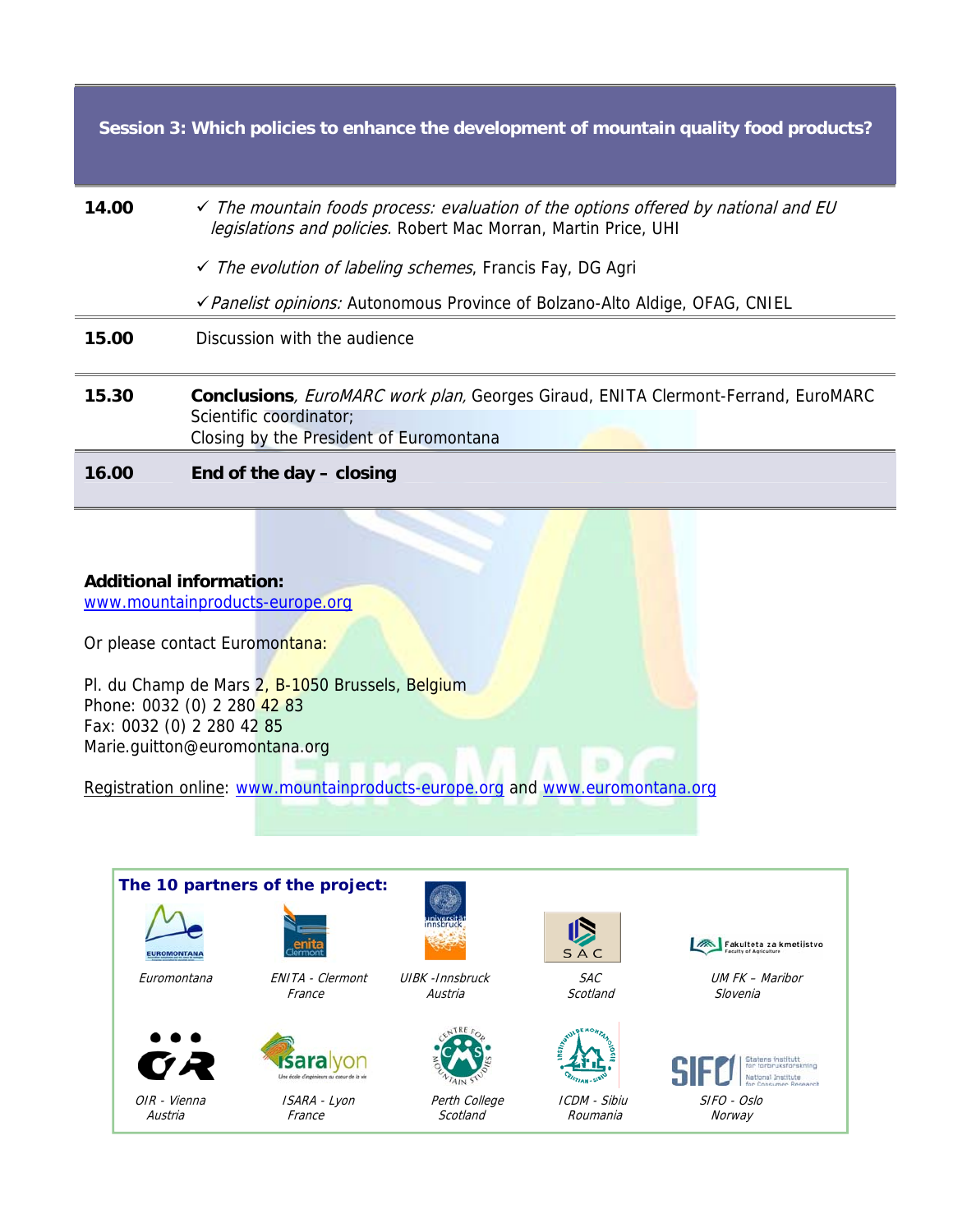| Session 3: Which policies to enhance the development of mountain quality food products? | |
|---|---|
| **14.00** | ✓ *The mountain foods process: evaluation of the options offered by national and EU legislations and policies.* Robert Mac Morran, Martin Price, UHI<br>✓ *The evolution of labeling schemes*, Francis Fay, DG Agri<br>✓ *Panelist opinions:* Autonomous Province of Bolzano-Alto Aldige, OFAG, CNIEL |
| **15.00** | Discussion with the audience |
| **15.30** | **Conclusions**, *EuroMARC work plan,* Georges Giraud, ENITA Clermont-Ferrand, EuroMARC Scientific coordinator;<br>Closing by the President of Euromontana |
| **16.00** | **End of the day – closing** |

**Additional information:**
www.mountainproducts-europe.org

Or please contact Euromontana:

Pl. du Champ de Mars 2, B-1050 Brussels, Belgium
Phone: 0032 (0) 2 280 42 83
Fax: 0032 (0) 2 280 42 85
Marie.guitton@euromontana.org

Registration online: www.mountainproducts-europe.org and www.euromontana.org

**The 10 partners of the project:**

| | | | | |
|---|---|---|---|---|
| *Euromontana* | *ENITA - Clermont France* | *UIBK -Innsbruck Austria* | *SAC Scotland* | *UM FK – Maribor Slovenia* |
| *OIR - Vienna Austria* | *ISARA - Lyon France* | *Perth College Scotland* | *ICDM - Sibiu Roumania* | *SIFO - Oslo Norway* |